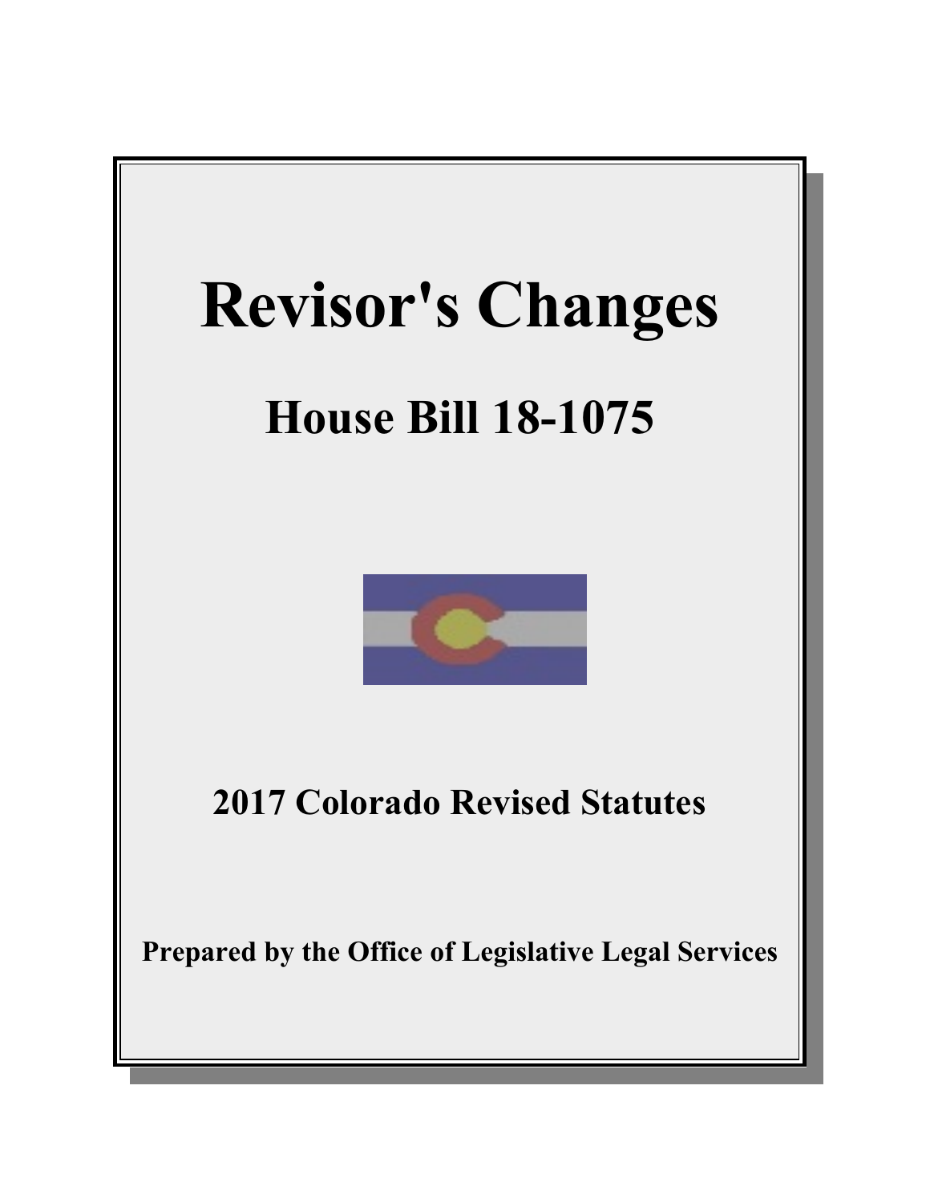# Revisor's Changes

## House Bill 18-1075

### 2017 Colorado Revised Statutes

**Prepared by the Office of Legislative Legal Services**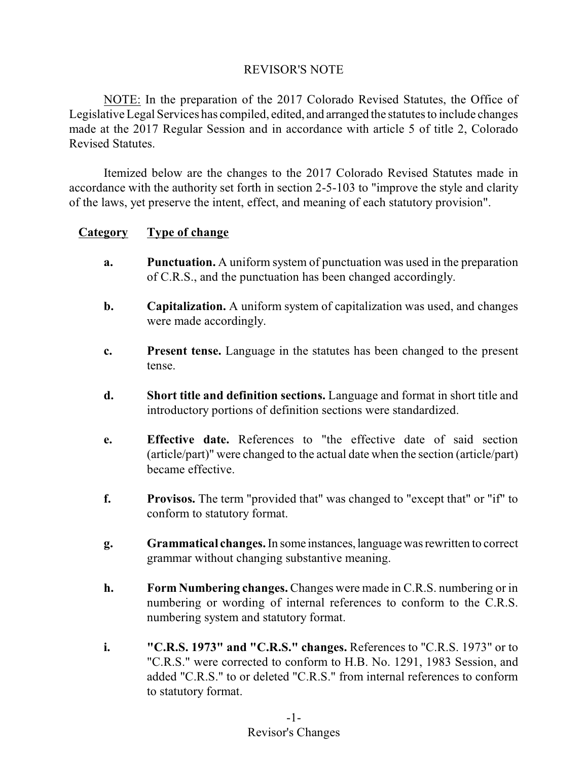# REVISOR'S NOTE

NOTE: In the preparation of the 2017 Colorado Revised Statutes, the Office of Legislative Legal Services has compiled, edited, and arranged the statutes to include changes made at the 2017 Regular Session and in accordance with article 5 of title 2, Colorado Revised Statutes.

Itemized below are the changes to the 2017 Colorado Revised Statutes made in accordance with the authority set forth in section 2-5-103 to "improve the style and clarity of the laws, yet preserve the intent, effect, and meaning of each statutory provision".

| Category | Type of change |
|---|---|
| **a.** | **Punctuation.** A uniform system of punctuation was used in the preparation of C.R.S., and the punctuation has been changed accordingly. |
| **b.** | **Capitalization.** A uniform system of capitalization was used, and changes were made accordingly. |
| **c.** | **Present tense.** Language in the statutes has been changed to the present tense. |
| **d.** | **Short title and definition sections.** Language and format in short title and introductory portions of definition sections were standardized. |
| **e.** | **Effective date.** References to "the effective date of said section (article/part)" were changed to the actual date when the section (article/part) became effective. |
| **f.** | **Provisos.** The term "provided that" was changed to "except that" or "if" to conform to statutory format. |
| **g.** | **Grammatical changes.** In some instances, language was rewritten to correct grammar without changing substantive meaning. |
| **h.** | **Form Numbering changes.** Changes were made in C.R.S. numbering or in numbering or wording of internal references to conform to the C.R.S. numbering system and statutory format. |
| **i.** | **"C.R.S. 1973" and "C.R.S." changes.** References to "C.R.S. 1973" or to "C.R.S." were corrected to conform to H.B. No. 1291, 1983 Session, and added "C.R.S." to or deleted "C.R.S." from internal references to conform to statutory format. |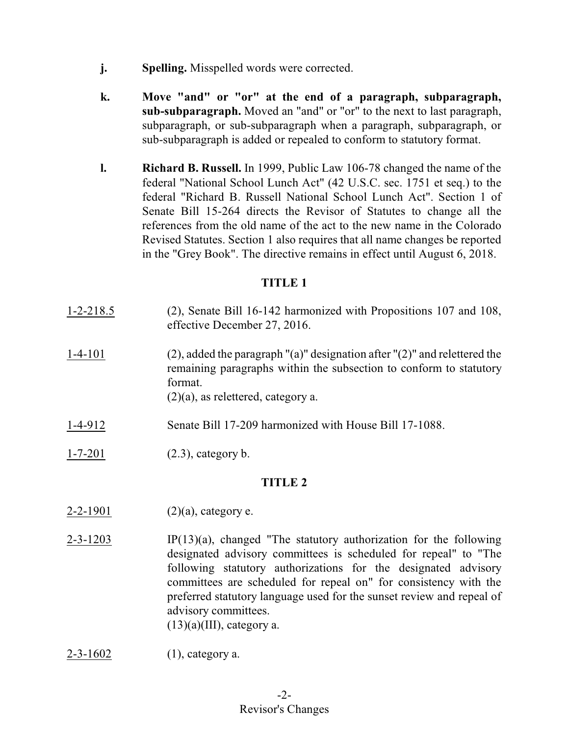- **j.** **Spelling.** Misspelled words were corrected.

- **k.** **Move "and" or "or" at the end of a paragraph, subparagraph, sub-subparagraph.** Moved an "and" or "or" to the next to last paragraph, subparagraph, or sub-subparagraph when a paragraph, subparagraph, or sub-subparagraph is added or repealed to conform to statutory format.

- **l.** **Richard B. Russell.** In 1999, Public Law 106-78 changed the name of the federal "National School Lunch Act" (42 U.S.C. sec. 1751 et seq.) to the federal "Richard B. Russell National School Lunch Act". Section 1 of Senate Bill 15-264 directs the Revisor of Statutes to change all the references from the old name of the act to the new name in the Colorado Revised Statutes. Section 1 also requires that all name changes be reported in the "Grey Book". The directive remains in effect until August 6, 2018.

## TITLE 1

<u>1-2-218.5</u> (2), Senate Bill 16-142 harmonized with Propositions 107 and 108, effective December 27, 2016.

<u>1-4-101</u> (2), added the paragraph "(a)" designation after "(2)" and relettered the remaining paragraphs within the subsection to conform to statutory format.
(2)(a), as relettered, category a.

<u>1-4-912</u> Senate Bill 17-209 harmonized with House Bill 17-1088.

<u>1-7-201</u> (2.3), category b.

## TITLE 2

<u>2-2-1901</u> (2)(a), category e.

<u>2-3-1203</u> IP(13)(a), changed "The statutory authorization for the following designated advisory committees is scheduled for repeal" to "The following statutory authorizations for the designated advisory committees are scheduled for repeal on" for consistency with the preferred statutory language used for the sunset review and repeal of advisory committees.
(13)(a)(III), category a.

<u>2-3-1602</u> (1), category a.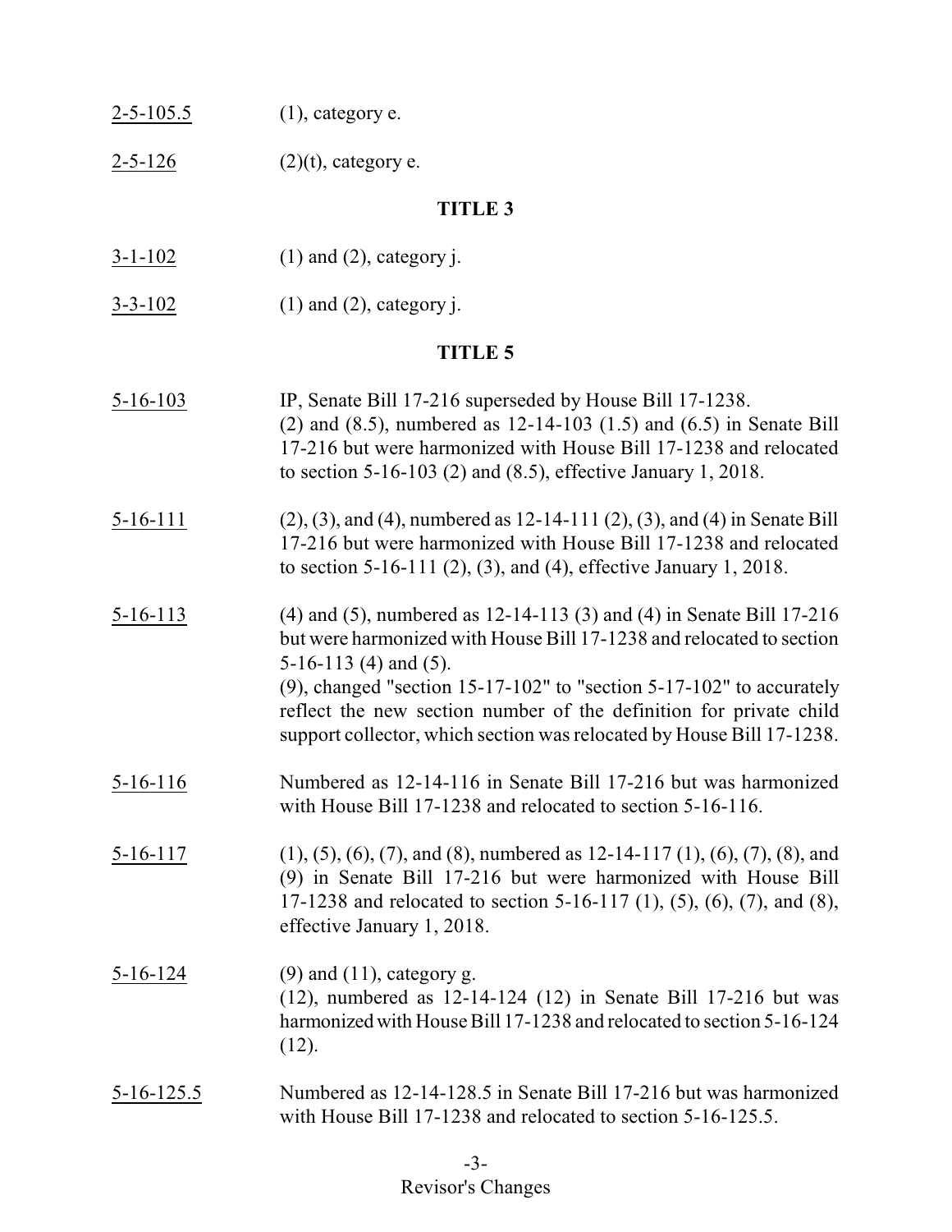2-5-105.5 (1), category e.

2-5-126 (2)(t), category e.

## TITLE 3

3-1-102 (1) and (2), category j.

3-3-102 (1) and (2), category j.

## TITLE 5

5-16-103 IP, Senate Bill 17-216 superseded by House Bill 17-1238.
(2) and (8.5), numbered as 12-14-103 (1.5) and (6.5) in Senate Bill 17-216 but were harmonized with House Bill 17-1238 and relocated to section 5-16-103 (2) and (8.5), effective January 1, 2018.

5-16-111 (2), (3), and (4), numbered as 12-14-111 (2), (3), and (4) in Senate Bill 17-216 but were harmonized with House Bill 17-1238 and relocated to section 5-16-111 (2), (3), and (4), effective January 1, 2018.

5-16-113 (4) and (5), numbered as 12-14-113 (3) and (4) in Senate Bill 17-216 but were harmonized with House Bill 17-1238 and relocated to section 5-16-113 (4) and (5).
(9), changed "section 15-17-102" to "section 5-17-102" to accurately reflect the new section number of the definition for private child support collector, which section was relocated by House Bill 17-1238.

5-16-116 Numbered as 12-14-116 in Senate Bill 17-216 but was harmonized with House Bill 17-1238 and relocated to section 5-16-116.

5-16-117 (1), (5), (6), (7), and (8), numbered as 12-14-117 (1), (6), (7), (8), and (9) in Senate Bill 17-216 but were harmonized with House Bill 17-1238 and relocated to section 5-16-117 (1), (5), (6), (7), and (8), effective January 1, 2018.

5-16-124 (9) and (11), category g.
(12), numbered as 12-14-124 (12) in Senate Bill 17-216 but was harmonized with House Bill 17-1238 and relocated to section 5-16-124 (12).

5-16-125.5 Numbered as 12-14-128.5 in Senate Bill 17-216 but was harmonized with House Bill 17-1238 and relocated to section 5-16-125.5.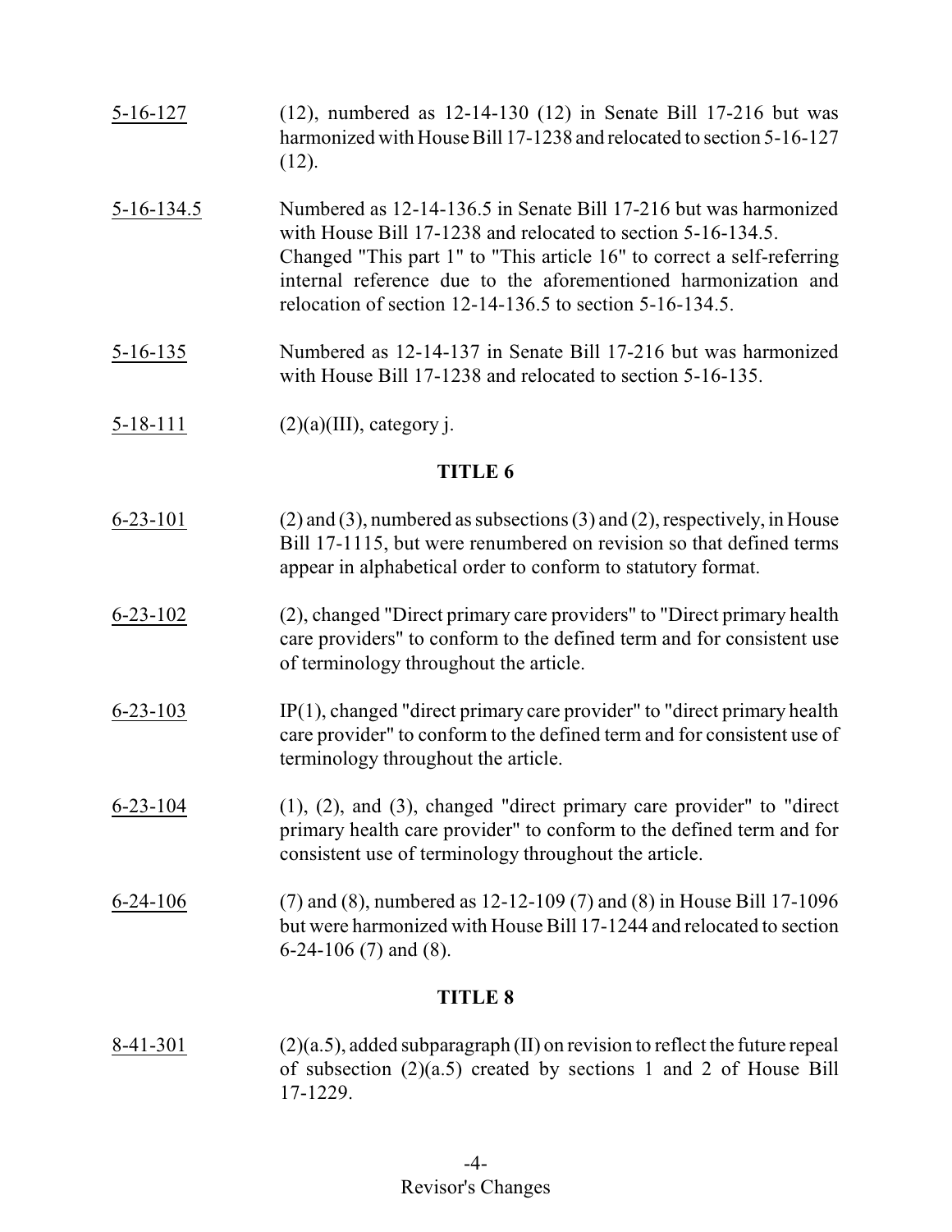5-16-127 (12), numbered as 12-14-130 (12) in Senate Bill 17-216 but was harmonized with House Bill 17-1238 and relocated to section 5-16-127 (12).

5-16-134.5 Numbered as 12-14-136.5 in Senate Bill 17-216 but was harmonized with House Bill 17-1238 and relocated to section 5-16-134.5. Changed "This part 1" to "This article 16" to correct a self-referring internal reference due to the aforementioned harmonization and relocation of section 12-14-136.5 to section 5-16-134.5.

5-16-135 Numbered as 12-14-137 in Senate Bill 17-216 but was harmonized with House Bill 17-1238 and relocated to section 5-16-135.

5-18-111 (2)(a)(III), category j.

## TITLE 6

6-23-101 (2) and (3), numbered as subsections (3) and (2), respectively, in House Bill 17-1115, but were renumbered on revision so that defined terms appear in alphabetical order to conform to statutory format.

6-23-102 (2), changed "Direct primary care providers" to "Direct primary health care providers" to conform to the defined term and for consistent use of terminology throughout the article.

6-23-103 IP(1), changed "direct primary care provider" to "direct primary health care provider" to conform to the defined term and for consistent use of terminology throughout the article.

6-23-104 (1), (2), and (3), changed "direct primary care provider" to "direct primary health care provider" to conform to the defined term and for consistent use of terminology throughout the article.

6-24-106 (7) and (8), numbered as 12-12-109 (7) and (8) in House Bill 17-1096 but were harmonized with House Bill 17-1244 and relocated to section 6-24-106 (7) and (8).

## TITLE 8

8-41-301 (2)(a.5), added subparagraph (II) on revision to reflect the future repeal of subsection (2)(a.5) created by sections 1 and 2 of House Bill 17-1229.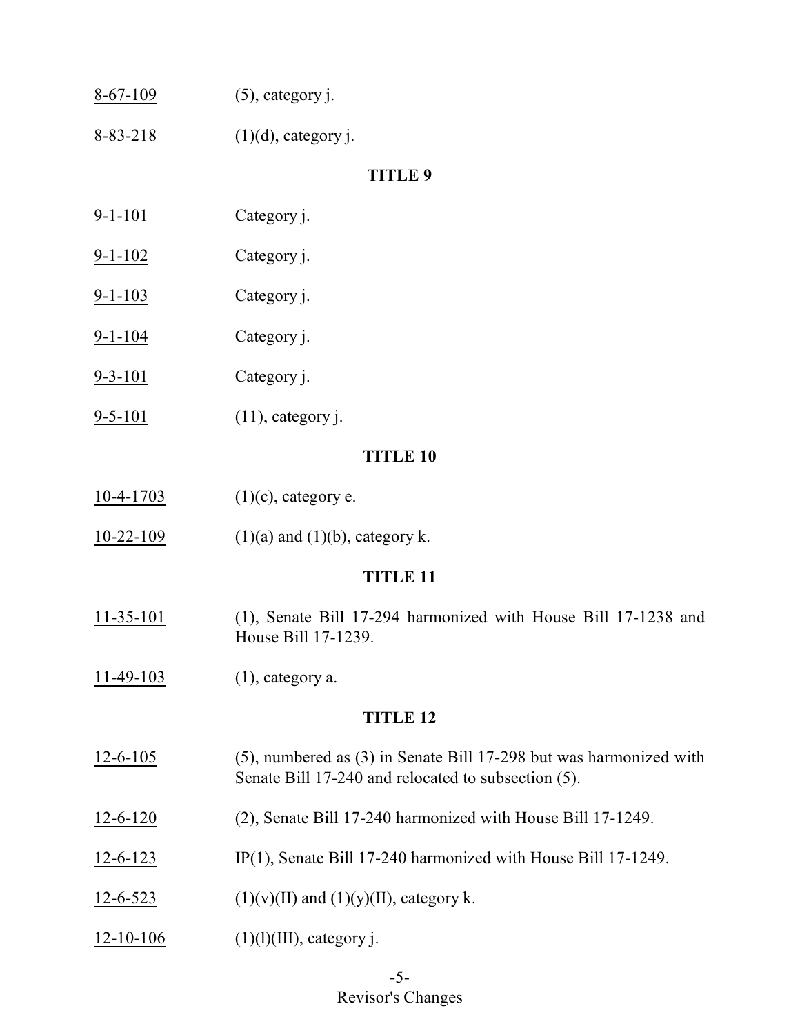8-67-109 (5), category j.

8-83-218 (1)(d), category j.

## TITLE 9

9-1-101 Category j.

9-1-102 Category j.

9-1-103 Category j.

9-1-104 Category j.

9-3-101 Category j.

9-5-101 (11), category j.

## TITLE 10

10-4-1703 (1)(c), category e.

10-22-109 (1)(a) and (1)(b), category k.

## TITLE 11

11-35-101 (1), Senate Bill 17-294 harmonized with House Bill 17-1238 and House Bill 17-1239.

11-49-103 (1), category a.

## TITLE 12

12-6-105 (5), numbered as (3) in Senate Bill 17-298 but was harmonized with Senate Bill 17-240 and relocated to subsection (5).

12-6-120 (2), Senate Bill 17-240 harmonized with House Bill 17-1249.

12-6-123 IP(1), Senate Bill 17-240 harmonized with House Bill 17-1249.

12-6-523 (1)(v)(II) and (1)(y)(II), category k.

12-10-106 (1)(l)(III), category j.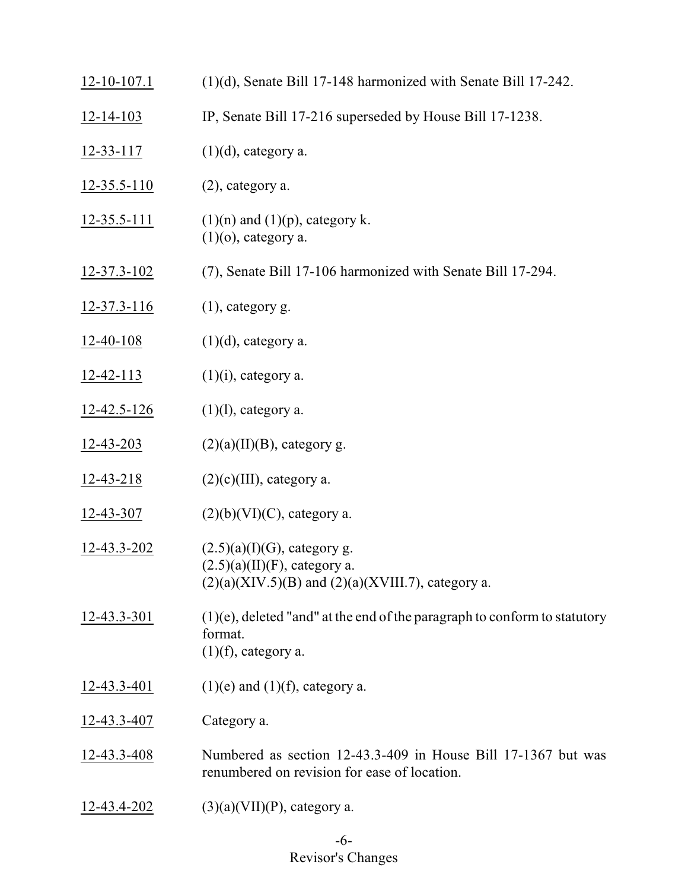| | |
|---|---|
| 12-10-107.1 | (1)(d), Senate Bill 17-148 harmonized with Senate Bill 17-242. |
| 12-14-103 | IP, Senate Bill 17-216 superseded by House Bill 17-1238. |
| 12-33-117 | (1)(d), category a. |
| 12-35.5-110 | (2), category a. |
| 12-35.5-111 | (1)(n) and (1)(p), category k.<br>(1)(o), category a. |
| 12-37.3-102 | (7), Senate Bill 17-106 harmonized with Senate Bill 17-294. |
| 12-37.3-116 | (1), category g. |
| 12-40-108 | (1)(d), category a. |
| 12-42-113 | (1)(i), category a. |
| 12-42.5-126 | (1)(l), category a. |
| 12-43-203 | (2)(a)(II)(B), category g. |
| 12-43-218 | (2)(c)(III), category a. |
| 12-43-307 | (2)(b)(VI)(C), category a. |
| 12-43.3-202 | (2.5)(a)(I)(G), category g.<br>(2.5)(a)(II)(F), category a.<br>(2)(a)(XIV.5)(B) and (2)(a)(XVIII.7), category a. |
| 12-43.3-301 | (1)(e), deleted "and" at the end of the paragraph to conform to statutory format.<br>(1)(f), category a. |
| 12-43.3-401 | (1)(e) and (1)(f), category a. |
| 12-43.3-407 | Category a. |
| 12-43.3-408 | Numbered as section 12-43.3-409 in House Bill 17-1367 but was renumbered on revision for ease of location. |
| 12-43.4-202 | (3)(a)(VII)(P), category a. |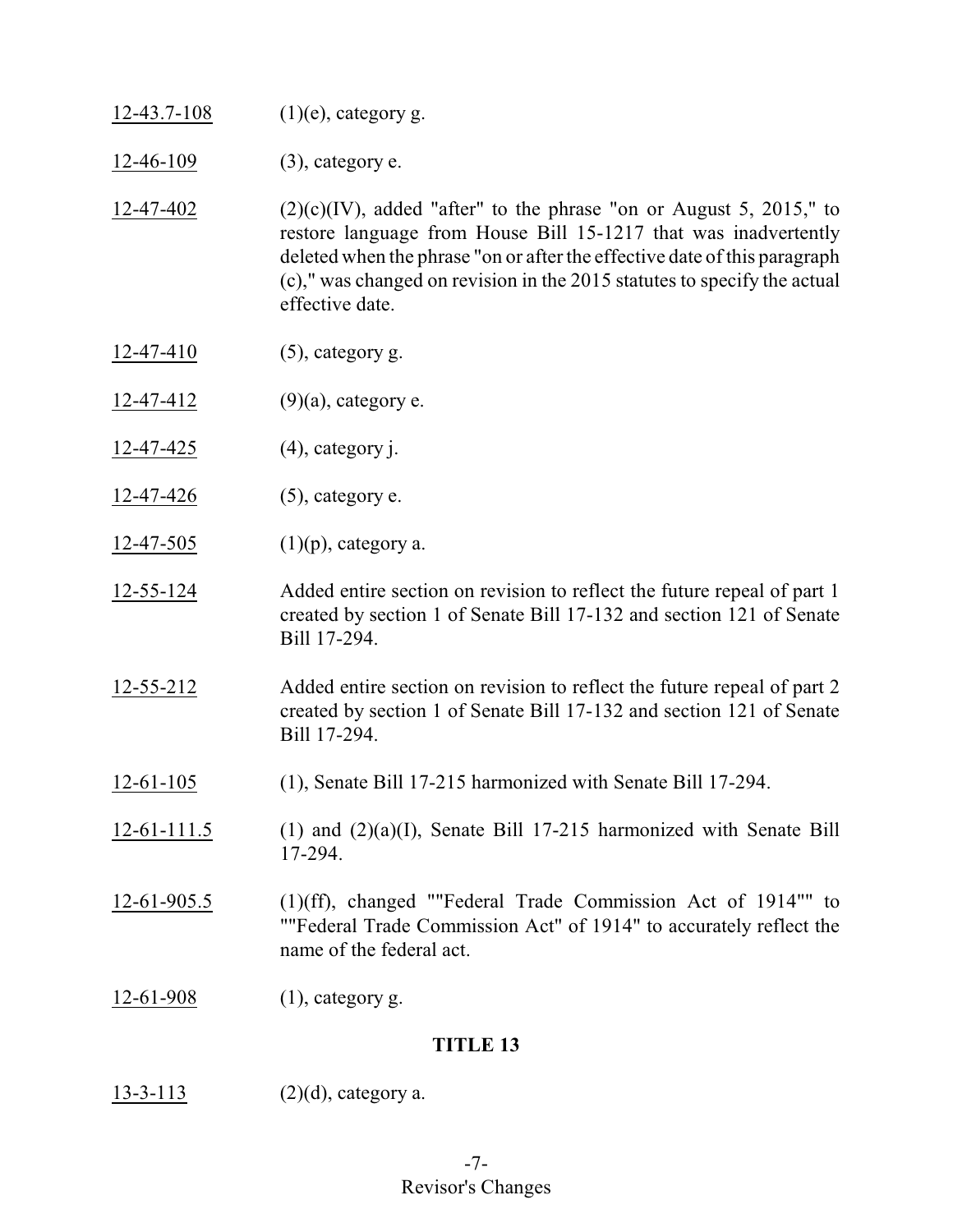12-43.7-108 (1)(e), category g.

12-46-109 (3), category e.

12-47-402 (2)(c)(IV), added "after" to the phrase "on or August 5, 2015," to restore language from House Bill 15-1217 that was inadvertently deleted when the phrase "on or after the effective date of this paragraph (c)," was changed on revision in the 2015 statutes to specify the actual effective date.

12-47-410 (5), category g.

12-47-412 (9)(a), category e.

12-47-425 (4), category j.

12-47-426 (5), category e.

12-47-505 (1)(p), category a.

12-55-124 Added entire section on revision to reflect the future repeal of part 1 created by section 1 of Senate Bill 17-132 and section 121 of Senate Bill 17-294.

12-55-212 Added entire section on revision to reflect the future repeal of part 2 created by section 1 of Senate Bill 17-132 and section 121 of Senate Bill 17-294.

12-61-105 (1), Senate Bill 17-215 harmonized with Senate Bill 17-294.

12-61-111.5 (1) and (2)(a)(I), Senate Bill 17-215 harmonized with Senate Bill 17-294.

12-61-905.5 (1)(ff), changed ""Federal Trade Commission Act of 1914"" to ""Federal Trade Commission Act" of 1914" to accurately reflect the name of the federal act.

12-61-908 (1), category g.

## TITLE 13

13-3-113 (2)(d), category a.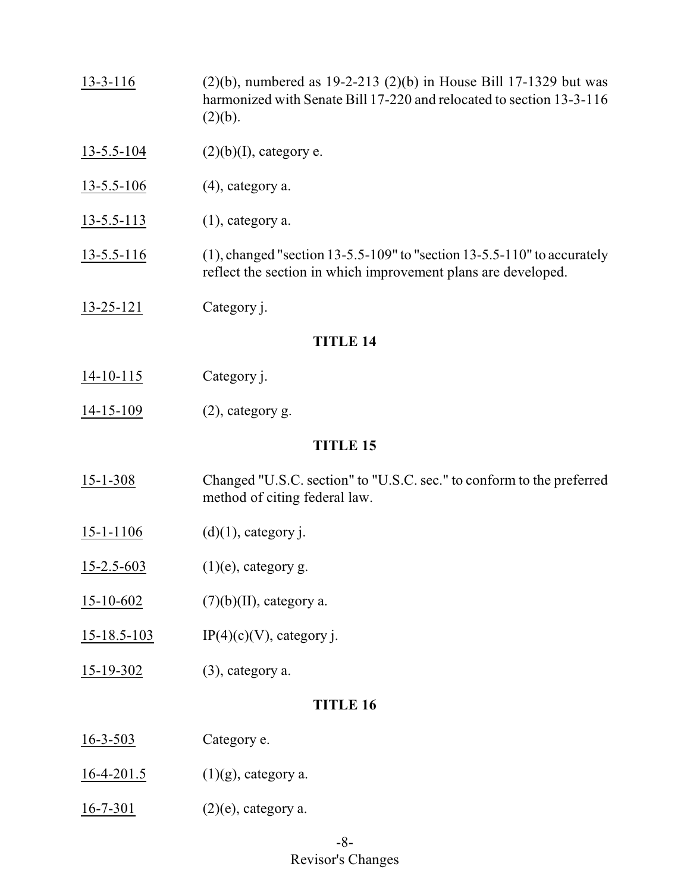| | |
|---|---|
| 13-3-116 | (2)(b), numbered as 19-2-213 (2)(b) in House Bill 17-1329 but was harmonized with Senate Bill 17-220 and relocated to section 13-3-116 (2)(b). |
| 13-5.5-104 | (2)(b)(I), category e. |
| 13-5.5-106 | (4), category a. |
| 13-5.5-113 | (1), category a. |
| 13-5.5-116 | (1), changed "section 13-5.5-109" to "section 13-5.5-110" to accurately reflect the section in which improvement plans are developed. |
| 13-25-121 | Category j. |

## TITLE 14

| | |
|---|---|
| 14-10-115 | Category j. |
| 14-15-109 | (2), category g. |

## TITLE 15

| | |
|---|---|
| 15-1-308 | Changed "U.S.C. section" to "U.S.C. sec." to conform to the preferred method of citing federal law. |
| 15-1-1106 | (d)(1), category j. |
| 15-2.5-603 | (1)(e), category g. |
| 15-10-602 | (7)(b)(II), category a. |
| 15-18.5-103 | IP(4)(c)(V), category j. |
| 15-19-302 | (3), category a. |

## TITLE 16

| | |
|---|---|
| 16-3-503 | Category e. |
| 16-4-201.5 | (1)(g), category a. |
| 16-7-301 | (2)(e), category a. |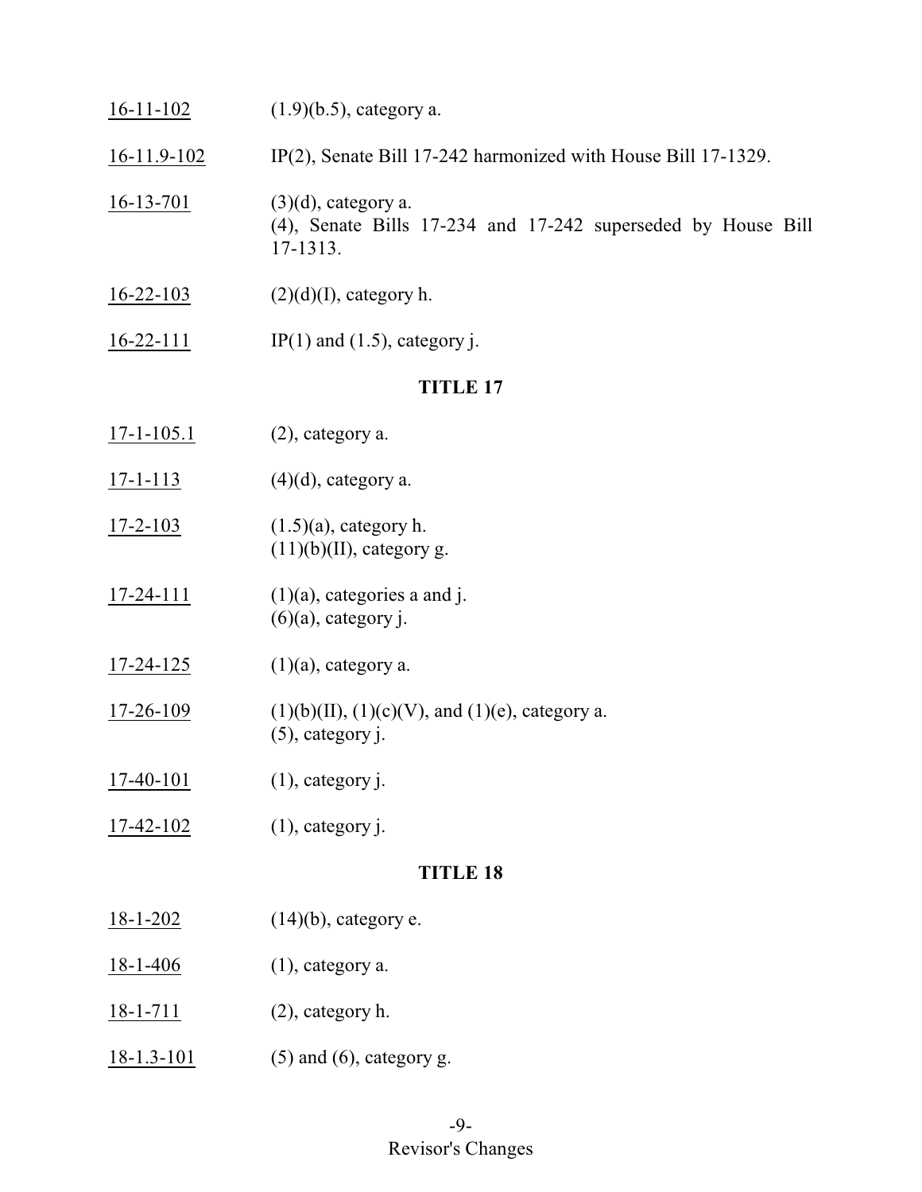16-11-102 (1.9)(b.5), category a.

16-11.9-102 IP(2), Senate Bill 17-242 harmonized with House Bill 17-1329.

16-13-701 (3)(d), category a.
(4), Senate Bills 17-234 and 17-242 superseded by House Bill 17-1313.

16-22-103 (2)(d)(I), category h.

16-22-111 IP(1) and (1.5), category j.

## TITLE 17

17-1-105.1 (2), category a.

17-1-113 (4)(d), category a.

17-2-103 (1.5)(a), category h.
(11)(b)(II), category g.

17-24-111 (1)(a), categories a and j.
(6)(a), category j.

17-24-125 (1)(a), category a.

17-26-109 (1)(b)(II), (1)(c)(V), and (1)(e), category a.
(5), category j.

17-40-101 (1), category j.

17-42-102 (1), category j.

## TITLE 18

18-1-202 (14)(b), category e.

18-1-406 (1), category a.

18-1-711 (2), category h.

18-1.3-101 (5) and (6), category g.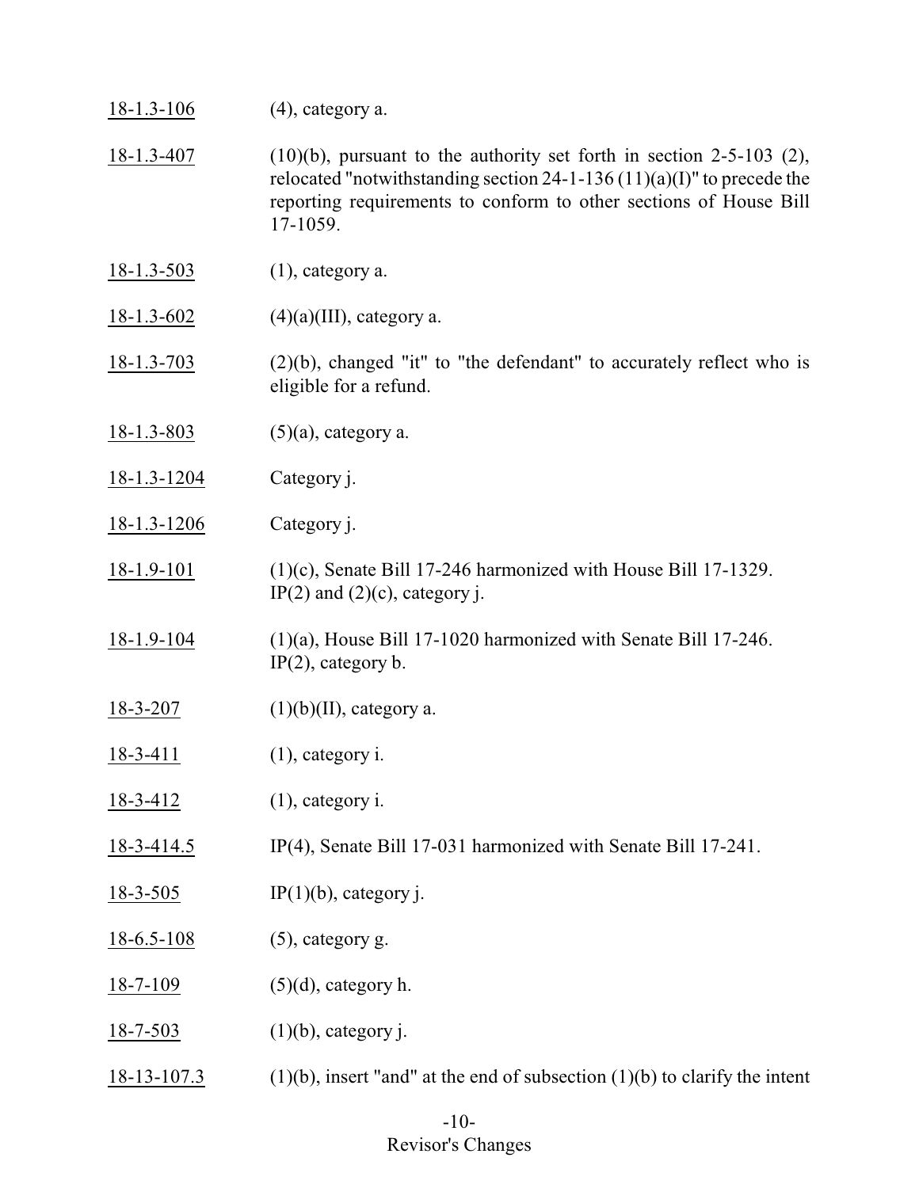18-1.3-106 (4), category a.

18-1.3-407 (10)(b), pursuant to the authority set forth in section 2-5-103 (2), relocated "notwithstanding section 24-1-136 (11)(a)(I)" to precede the reporting requirements to conform to other sections of House Bill 17-1059.

18-1.3-503 (1), category a.

18-1.3-602 (4)(a)(III), category a.

18-1.3-703 (2)(b), changed "it" to "the defendant" to accurately reflect who is eligible for a refund.

18-1.3-803 (5)(a), category a.

18-1.3-1204 Category j.

18-1.3-1206 Category j.

18-1.9-101 (1)(c), Senate Bill 17-246 harmonized with House Bill 17-1329. IP(2) and (2)(c), category j.

18-1.9-104 (1)(a), House Bill 17-1020 harmonized with Senate Bill 17-246. IP(2), category b.

18-3-207 (1)(b)(II), category a.

18-3-411 (1), category i.

18-3-412 (1), category i.

18-3-414.5 IP(4), Senate Bill 17-031 harmonized with Senate Bill 17-241.

18-3-505 IP(1)(b), category j.

18-6.5-108 (5), category g.

18-7-109 (5)(d), category h.

18-7-503 (1)(b), category j.

18-13-107.3 (1)(b), insert "and" at the end of subsection (1)(b) to clarify the intent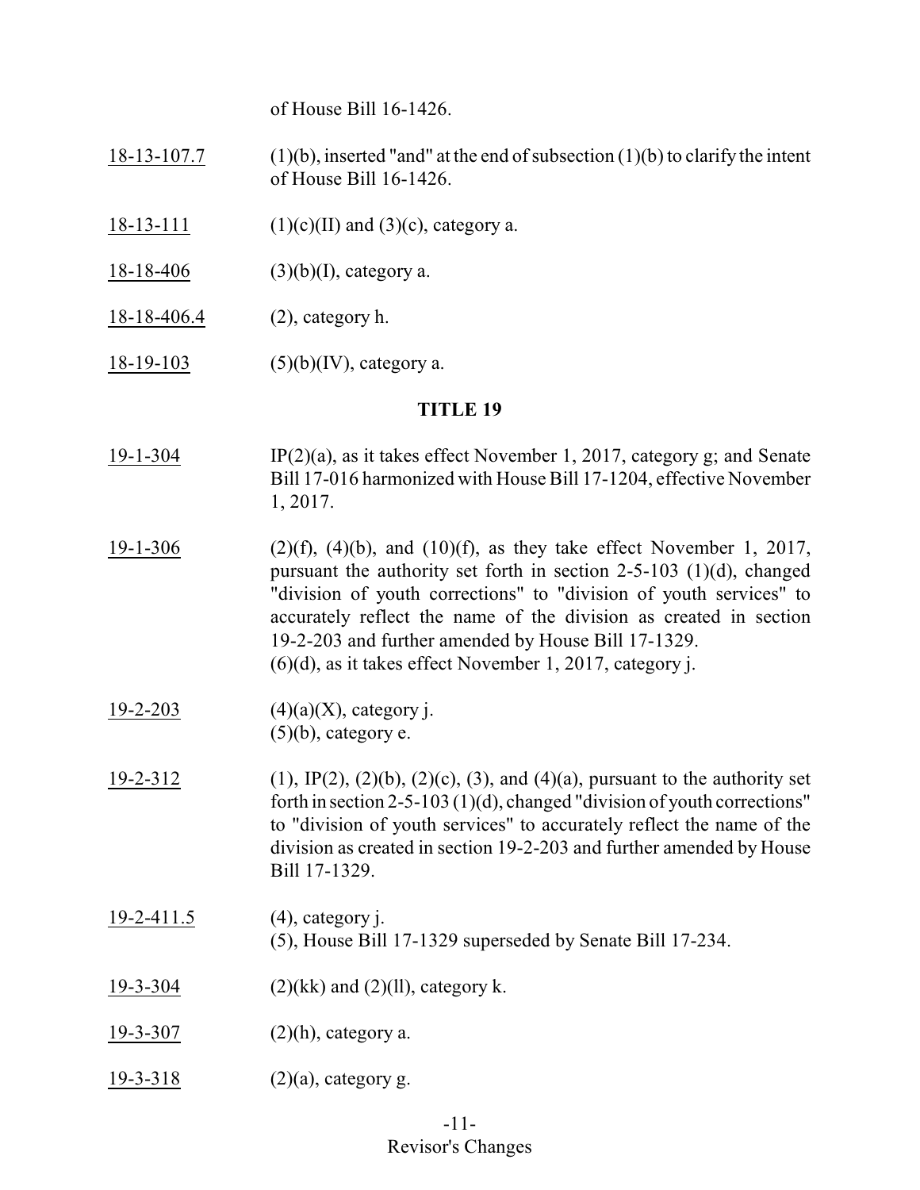of House Bill 16-1426.

18-13-107.7 (1)(b), inserted "and" at the end of subsection (1)(b) to clarify the intent of House Bill 16-1426.

18-13-111 (1)(c)(II) and (3)(c), category a.

18-18-406 (3)(b)(I), category a.

18-18-406.4 (2), category h.

18-19-103 (5)(b)(IV), category a.

## TITLE 19

19-1-304 IP(2)(a), as it takes effect November 1, 2017, category g; and Senate Bill 17-016 harmonized with House Bill 17-1204, effective November 1, 2017.

19-1-306 (2)(f), (4)(b), and (10)(f), as they take effect November 1, 2017, pursuant the authority set forth in section 2-5-103 (1)(d), changed "division of youth corrections" to "division of youth services" to accurately reflect the name of the division as created in section 19-2-203 and further amended by House Bill 17-1329.
(6)(d), as it takes effect November 1, 2017, category j.

19-2-203 (4)(a)(X), category j.
(5)(b), category e.

19-2-312 (1), IP(2), (2)(b), (2)(c), (3), and (4)(a), pursuant to the authority set forth in section 2-5-103 (1)(d), changed "division of youth corrections" to "division of youth services" to accurately reflect the name of the division as created in section 19-2-203 and further amended by House Bill 17-1329.

19-2-411.5 (4), category j.
(5), House Bill 17-1329 superseded by Senate Bill 17-234.

19-3-304 (2)(kk) and (2)(ll), category k.

19-3-307 (2)(h), category a.

19-3-318 (2)(a), category g.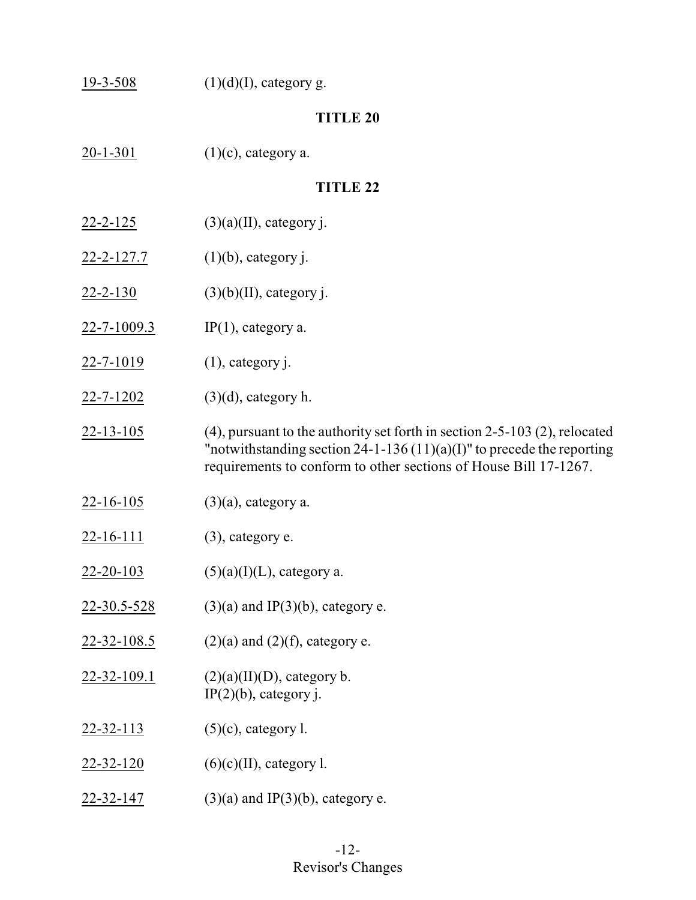19-3-508 (1)(d)(I), category g.

## TITLE 20

20-1-301 (1)(c), category a.

## TITLE 22

22-2-125 (3)(a)(II), category j.

22-2-127.7 (1)(b), category j.

22-2-130 (3)(b)(II), category j.

22-7-1009.3 IP(1), category a.

22-7-1019 (1), category j.

22-7-1202 (3)(d), category h.

22-13-105 (4), pursuant to the authority set forth in section 2-5-103 (2), relocated "notwithstanding section 24-1-136 (11)(a)(I)" to precede the reporting requirements to conform to other sections of House Bill 17-1267.

22-16-105 (3)(a), category a.

22-16-111 (3), category e.

22-20-103 (5)(a)(I)(L), category a.

22-30.5-528 (3)(a) and IP(3)(b), category e.

22-32-108.5 (2)(a) and (2)(f), category e.

22-32-109.1 (2)(a)(II)(D), category b.
IP(2)(b), category j.

22-32-113 (5)(c), category l.

22-32-120 (6)(c)(II), category l.

22-32-147 (3)(a) and IP(3)(b), category e.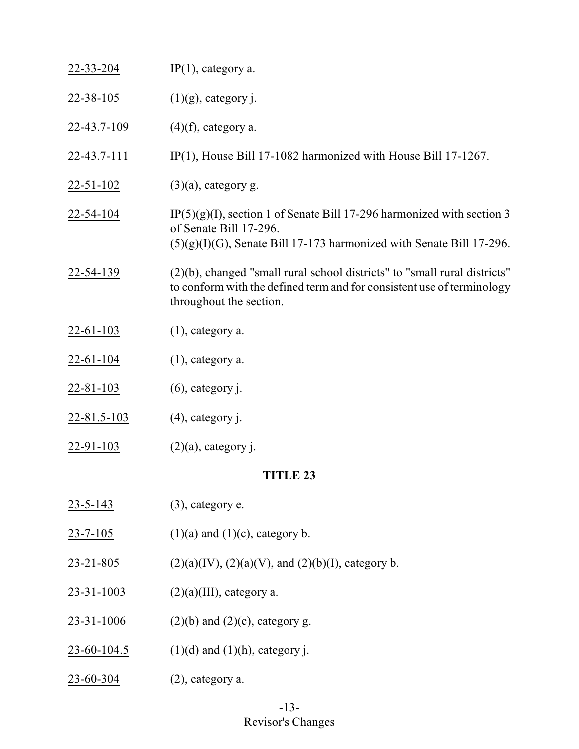22-33-204 IP(1), category a.

22-38-105 (1)(g), category j.

22-43.7-109 (4)(f), category a.

22-43.7-111 IP(1), House Bill 17-1082 harmonized with House Bill 17-1267.

22-51-102 (3)(a), category g.

22-54-104 IP(5)(g)(I), section 1 of Senate Bill 17-296 harmonized with section 3 of Senate Bill 17-296.
(5)(g)(I)(G), Senate Bill 17-173 harmonized with Senate Bill 17-296.

22-54-139 (2)(b), changed "small rural school districts" to "small rural districts" to conform with the defined term and for consistent use of terminology throughout the section.

22-61-103 (1), category a.

22-61-104 (1), category a.

22-81-103 (6), category j.

22-81.5-103 (4), category j.

22-91-103 (2)(a), category j.

## TITLE 23

23-5-143 (3), category e.

23-7-105 (1)(a) and (1)(c), category b.

23-21-805 (2)(a)(IV), (2)(a)(V), and (2)(b)(I), category b.

23-31-1003 (2)(a)(III), category a.

23-31-1006 (2)(b) and (2)(c), category g.

23-60-104.5 (1)(d) and (1)(h), category j.

23-60-304 (2), category a.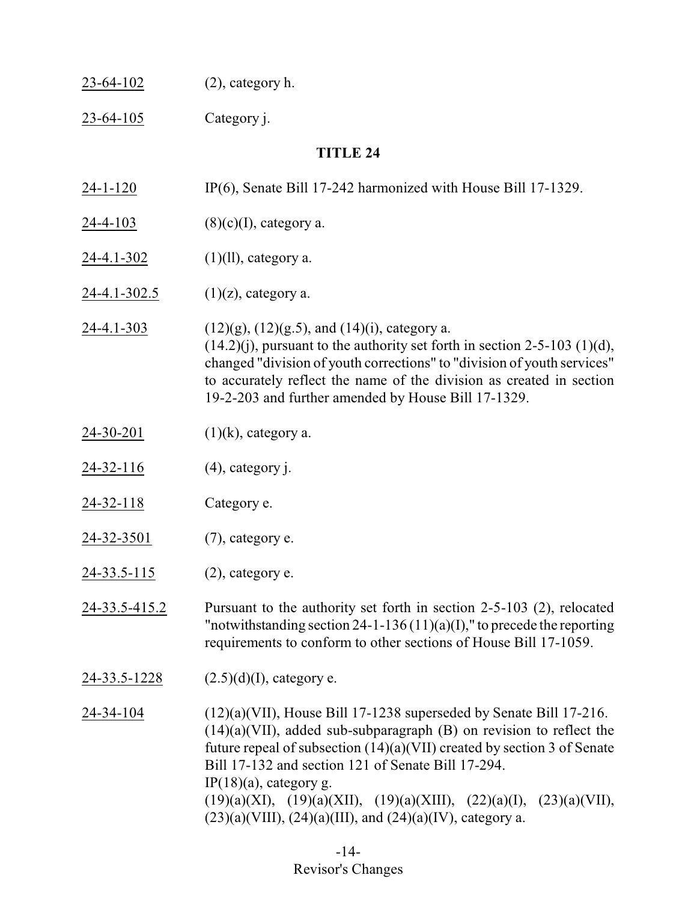23-64-102 (2), category h.

23-64-105 Category j.

## TITLE 24

24-1-120 IP(6), Senate Bill 17-242 harmonized with House Bill 17-1329.

24-4-103 (8)(c)(I), category a.

24-4.1-302 (1)(ll), category a.

24-4.1-302.5 (1)(z), category a.

24-4.1-303 (12)(g), (12)(g.5), and (14)(i), category a.
(14.2)(j), pursuant to the authority set forth in section 2-5-103 (1)(d), changed "division of youth corrections" to "division of youth services" to accurately reflect the name of the division as created in section 19-2-203 and further amended by House Bill 17-1329.

24-30-201 (1)(k), category a.

24-32-116 (4), category j.

24-32-118 Category e.

24-32-3501 (7), category e.

24-33.5-115 (2), category e.

24-33.5-415.2 Pursuant to the authority set forth in section 2-5-103 (2), relocated "notwithstanding section 24-1-136 (11)(a)(I)," to precede the reporting requirements to conform to other sections of House Bill 17-1059.

24-33.5-1228 (2.5)(d)(I), category e.

24-34-104 (12)(a)(VII), House Bill 17-1238 superseded by Senate Bill 17-216.
(14)(a)(VII), added sub-subparagraph (B) on revision to reflect the future repeal of subsection (14)(a)(VII) created by section 3 of Senate Bill 17-132 and section 121 of Senate Bill 17-294.
IP(18)(a), category g.
(19)(a)(XI), (19)(a)(XII), (19)(a)(XIII), (22)(a)(I), (23)(a)(VII), (23)(a)(VIII), (24)(a)(III), and (24)(a)(IV), category a.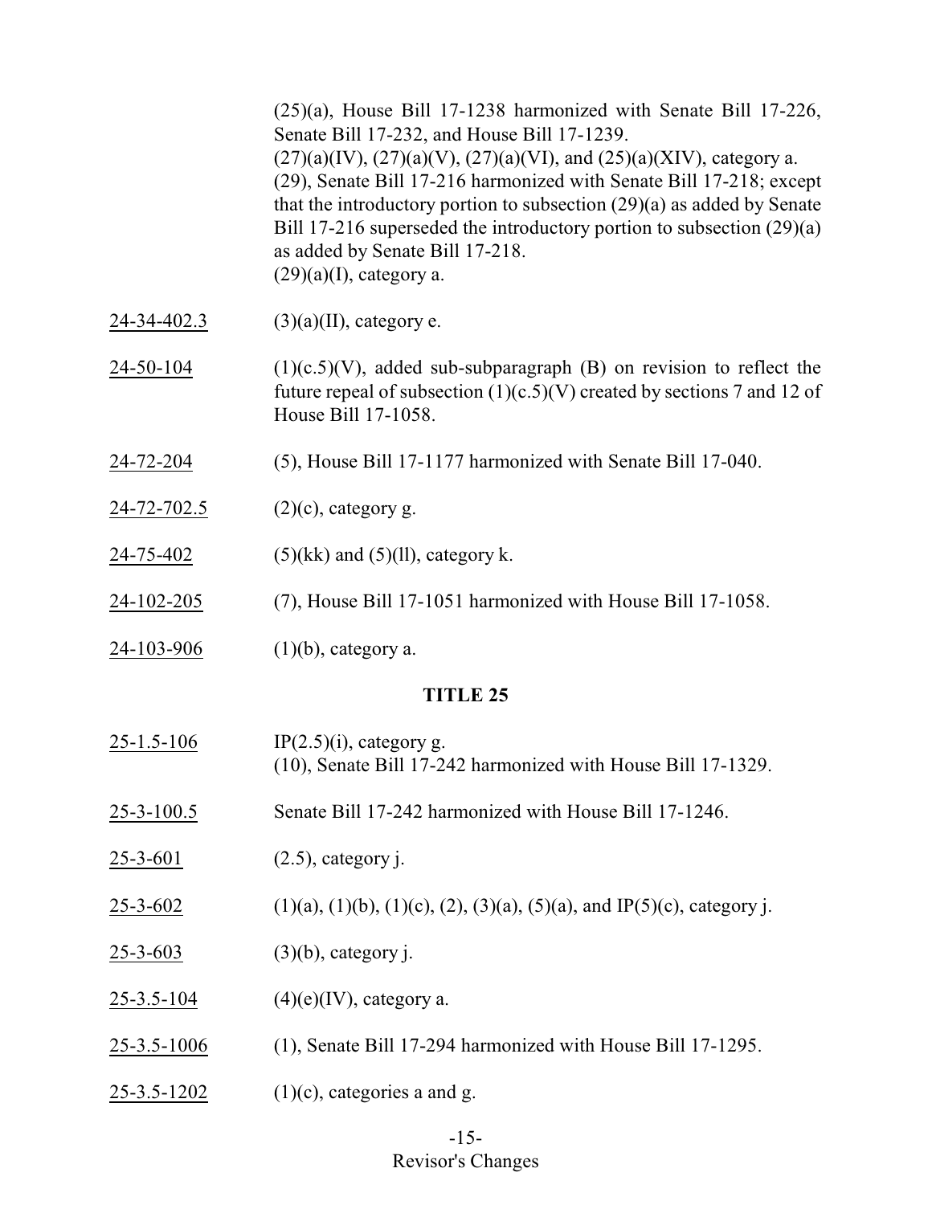(25)(a), House Bill 17-1238 harmonized with Senate Bill 17-226, Senate Bill 17-232, and House Bill 17-1239.
(27)(a)(IV), (27)(a)(V), (27)(a)(VI), and (25)(a)(XIV), category a.
(29), Senate Bill 17-216 harmonized with Senate Bill 17-218; except that the introductory portion to subsection (29)(a) as added by Senate Bill 17-216 superseded the introductory portion to subsection (29)(a) as added by Senate Bill 17-218.
(29)(a)(I), category a.

| | |
|---|---|
| 24-34-402.3 | (3)(a)(II), category e. |
| 24-50-104 | (1)(c.5)(V), added sub-subparagraph (B) on revision to reflect the future repeal of subsection (1)(c.5)(V) created by sections 7 and 12 of House Bill 17-1058. |
| 24-72-204 | (5), House Bill 17-1177 harmonized with Senate Bill 17-040. |
| 24-72-702.5 | (2)(c), category g. |
| 24-75-402 | (5)(kk) and (5)(ll), category k. |
| 24-102-205 | (7), House Bill 17-1051 harmonized with House Bill 17-1058. |
| 24-103-906 | (1)(b), category a. |

## TITLE 25

| | |
|---|---|
| 25-1.5-106 | IP(2.5)(i), category g.<br>(10), Senate Bill 17-242 harmonized with House Bill 17-1329. |
| 25-3-100.5 | Senate Bill 17-242 harmonized with House Bill 17-1246. |
| 25-3-601 | (2.5), category j. |
| 25-3-602 | (1)(a), (1)(b), (1)(c), (2), (3)(a), (5)(a), and IP(5)(c), category j. |
| 25-3-603 | (3)(b), category j. |
| 25-3.5-104 | (4)(e)(IV), category a. |
| 25-3.5-1006 | (1), Senate Bill 17-294 harmonized with House Bill 17-1295. |
| 25-3.5-1202 | (1)(c), categories a and g. |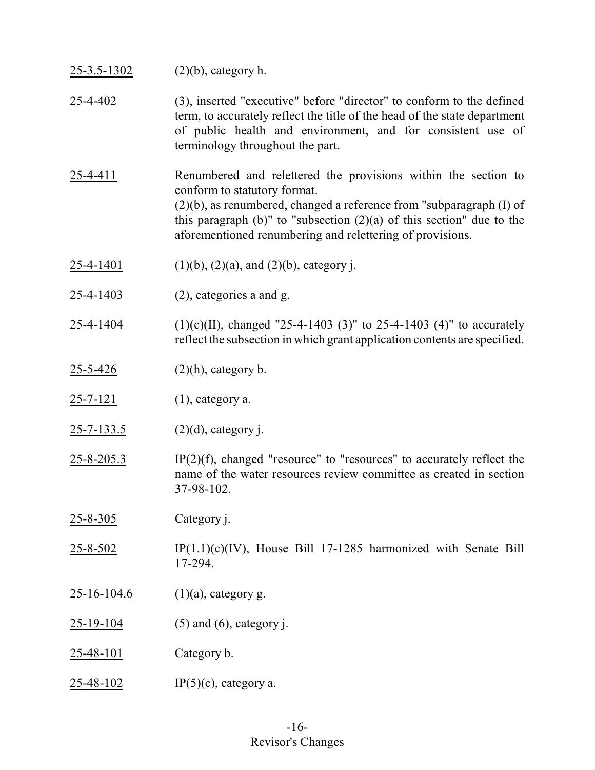25-3.5-1302 (2)(b), category h.

25-4-402 (3), inserted "executive" before "director" to conform to the defined term, to accurately reflect the title of the head of the state department of public health and environment, and for consistent use of terminology throughout the part.

25-4-411 Renumbered and relettered the provisions within the section to conform to statutory format.
(2)(b), as renumbered, changed a reference from "subparagraph (I) of this paragraph (b)" to "subsection (2)(a) of this section" due to the aforementioned renumbering and relettering of provisions.

25-4-1401 (1)(b), (2)(a), and (2)(b), category j.

25-4-1403 (2), categories a and g.

25-4-1404 (1)(c)(II), changed "25-4-1403 (3)" to 25-4-1403 (4)" to accurately reflect the subsection in which grant application contents are specified.

25-5-426 (2)(h), category b.

25-7-121 (1), category a.

25-7-133.5 (2)(d), category j.

25-8-205.3 IP(2)(f), changed "resource" to "resources" to accurately reflect the name of the water resources review committee as created in section 37-98-102.

25-8-305 Category j.

25-8-502 IP(1.1)(c)(IV), House Bill 17-1285 harmonized with Senate Bill 17-294.

25-16-104.6 (1)(a), category g.

25-19-104 (5) and (6), category j.

25-48-101 Category b.

25-48-102 IP(5)(c), category a.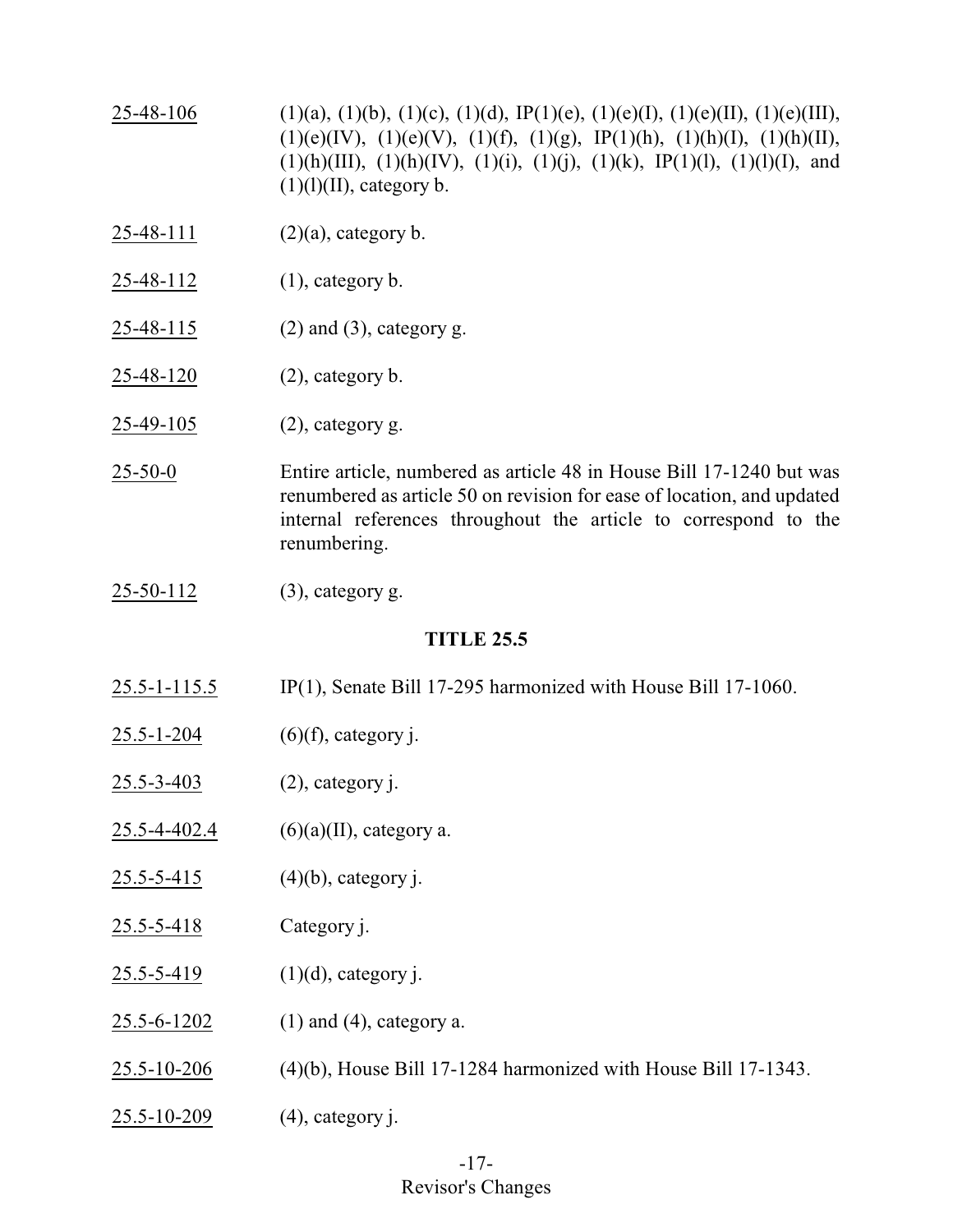25-48-106 (1)(a), (1)(b), (1)(c), (1)(d), IP(1)(e), (1)(e)(I), (1)(e)(II), (1)(e)(III), (1)(e)(IV), (1)(e)(V), (1)(f), (1)(g), IP(1)(h), (1)(h)(I), (1)(h)(II), (1)(h)(III), (1)(h)(IV), (1)(i), (1)(j), (1)(k), IP(1)(l), (1)(l)(I), and (1)(l)(II), category b.

25-48-111 (2)(a), category b.

25-48-112 (1), category b.

25-48-115 (2) and (3), category g.

25-48-120 (2), category b.

25-49-105 (2), category g.

25-50-0 Entire article, numbered as article 48 in House Bill 17-1240 but was renumbered as article 50 on revision for ease of location, and updated internal references throughout the article to correspond to the renumbering.

25-50-112 (3), category g.

## TITLE 25.5

25.5-1-115.5 IP(1), Senate Bill 17-295 harmonized with House Bill 17-1060.

25.5-1-204 (6)(f), category j.

25.5-3-403 (2), category j.

25.5-4-402.4 (6)(a)(II), category a.

25.5-5-415 (4)(b), category j.

25.5-5-418 Category j.

25.5-5-419 (1)(d), category j.

25.5-6-1202 (1) and (4), category a.

25.5-10-206 (4)(b), House Bill 17-1284 harmonized with House Bill 17-1343.

25.5-10-209 (4), category j.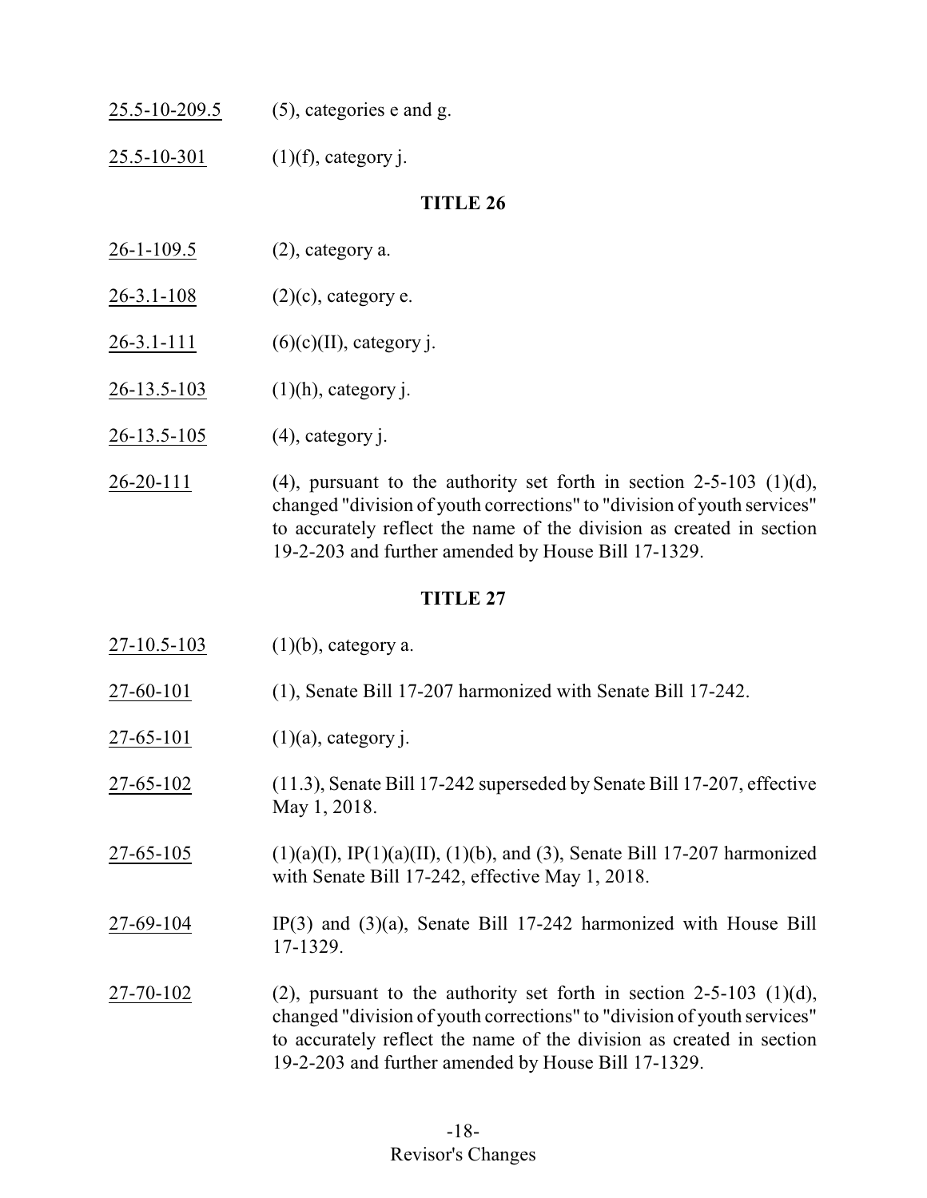25.5-10-209.5 (5), categories e and g.

25.5-10-301 (1)(f), category j.

**TITLE 26**

26-1-109.5 (2), category a.

26-3.1-108 (2)(c), category e.

26-3.1-111 (6)(c)(II), category j.

26-13.5-103 (1)(h), category j.

26-13.5-105 (4), category j.

26-20-111 (4), pursuant to the authority set forth in section 2-5-103 (1)(d), changed "division of youth corrections" to "division of youth services" to accurately reflect the name of the division as created in section 19-2-203 and further amended by House Bill 17-1329.

**TITLE 27**

27-10.5-103 (1)(b), category a.

27-60-101 (1), Senate Bill 17-207 harmonized with Senate Bill 17-242.

27-65-101 (1)(a), category j.

27-65-102 (11.3), Senate Bill 17-242 superseded by Senate Bill 17-207, effective May 1, 2018.

27-65-105 (1)(a)(I), IP(1)(a)(II), (1)(b), and (3), Senate Bill 17-207 harmonized with Senate Bill 17-242, effective May 1, 2018.

27-69-104 IP(3) and (3)(a), Senate Bill 17-242 harmonized with House Bill 17-1329.

27-70-102 (2), pursuant to the authority set forth in section 2-5-103 (1)(d), changed "division of youth corrections" to "division of youth services" to accurately reflect the name of the division as created in section 19-2-203 and further amended by House Bill 17-1329.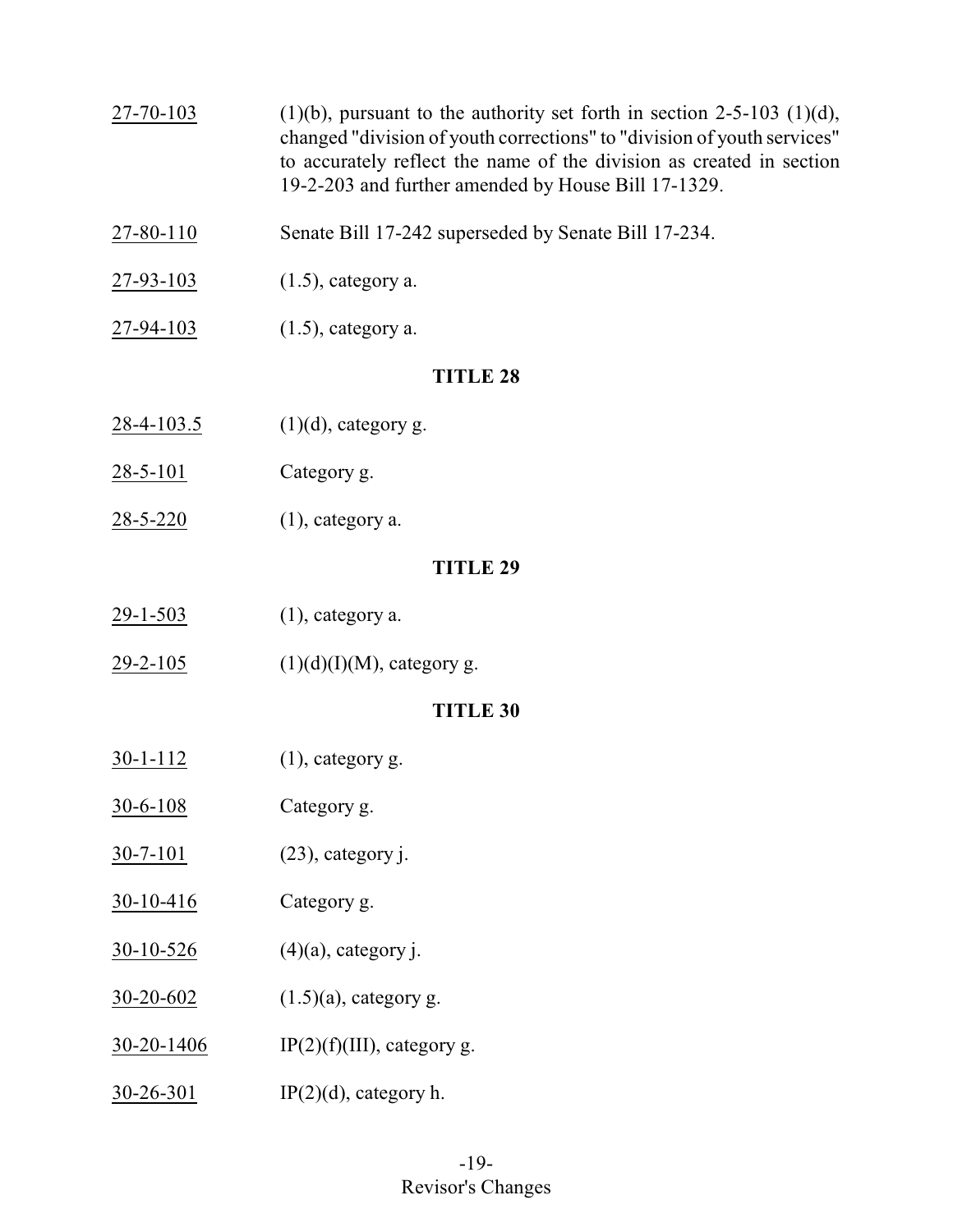27-70-103 (1)(b), pursuant to the authority set forth in section 2-5-103 (1)(d), changed "division of youth corrections" to "division of youth services" to accurately reflect the name of the division as created in section 19-2-203 and further amended by House Bill 17-1329.

27-80-110 Senate Bill 17-242 superseded by Senate Bill 17-234.

27-93-103 (1.5), category a.

27-94-103 (1.5), category a.

**TITLE 28**

28-4-103.5 (1)(d), category g.

28-5-101 Category g.

28-5-220 (1), category a.

**TITLE 29**

29-1-503 (1), category a.

29-2-105 (1)(d)(I)(M), category g.

**TITLE 30**

30-1-112 (1), category g.

30-6-108 Category g.

30-7-101 (23), category j.

30-10-416 Category g.

30-10-526 (4)(a), category j.

30-20-602 (1.5)(a), category g.

30-20-1406 IP(2)(f)(III), category g.

30-26-301 IP(2)(d), category h.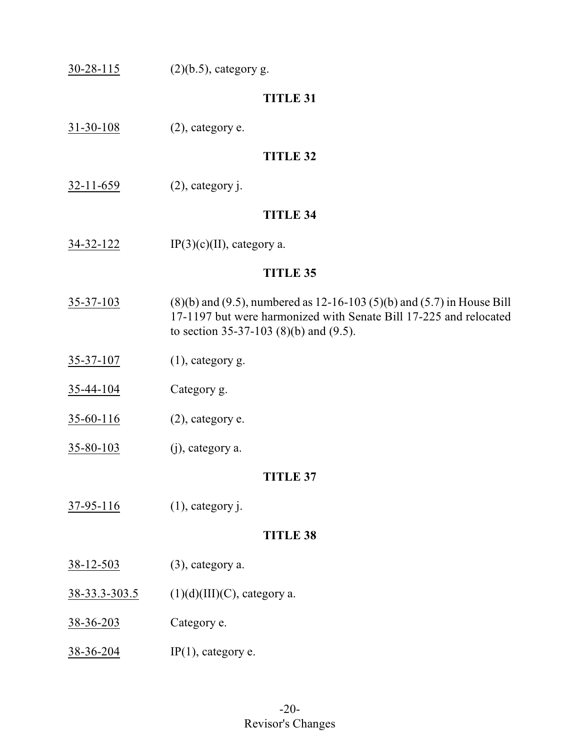30-28-115 (2)(b.5), category g.

## TITLE 31

31-30-108 (2), category e.

## TITLE 32

32-11-659 (2), category j.

## TITLE 34

34-32-122 IP(3)(c)(II), category a.

## TITLE 35

35-37-103 (8)(b) and (9.5), numbered as 12-16-103 (5)(b) and (5.7) in House Bill 17-1197 but were harmonized with Senate Bill 17-225 and relocated to section 35-37-103 (8)(b) and (9.5).

35-37-107 (1), category g.

35-44-104 Category g.

35-60-116 (2), category e.

35-80-103 (j), category a.

## TITLE 37

37-95-116 (1), category j.

## TITLE 38

38-12-503 (3), category a.

38-33.3-303.5 (1)(d)(III)(C), category a.

38-36-203 Category e.

38-36-204 IP(1), category e.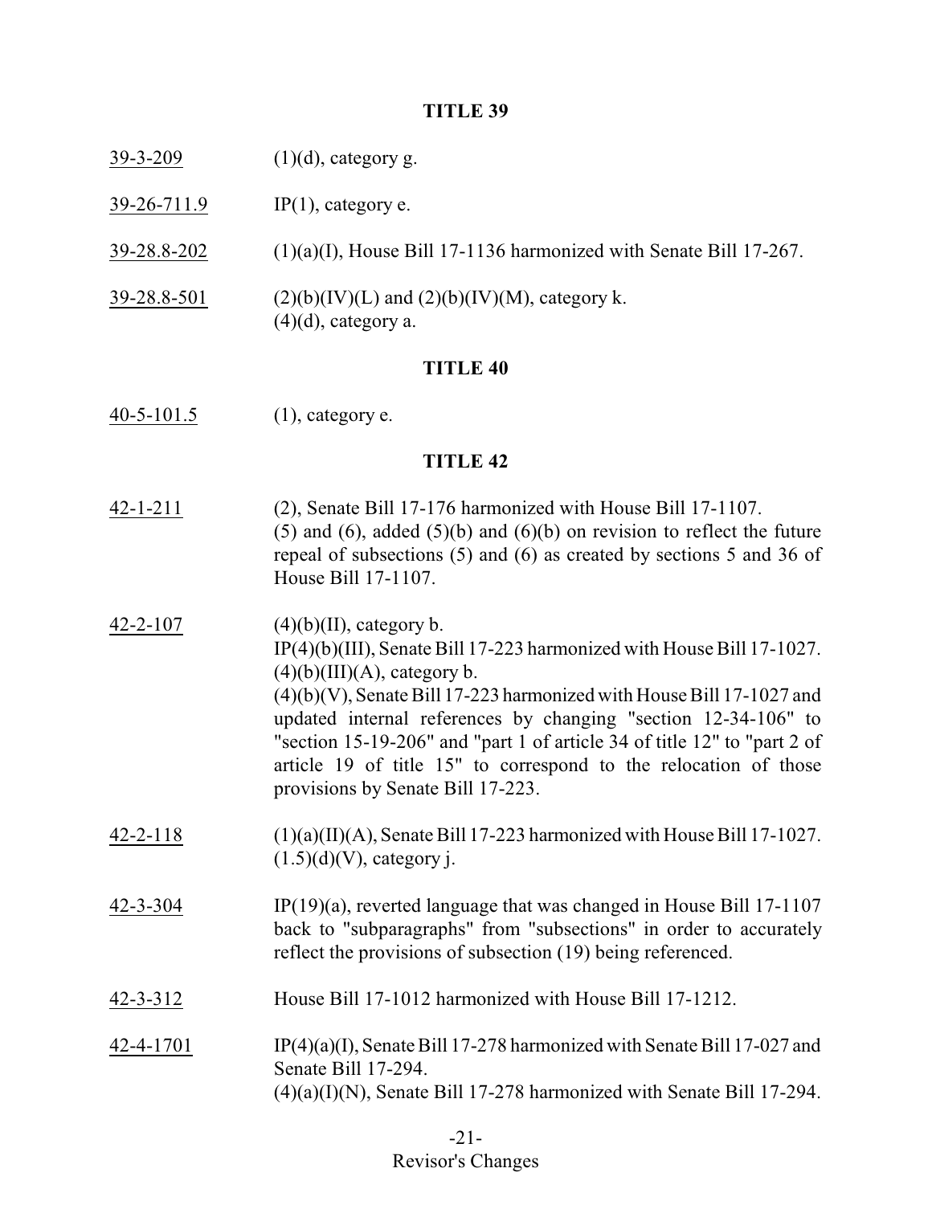## TITLE 39

39-3-209 (1)(d), category g.

39-26-711.9 IP(1), category e.

39-28.8-202 (1)(a)(I), House Bill 17-1136 harmonized with Senate Bill 17-267.

39-28.8-501 (2)(b)(IV)(L) and (2)(b)(IV)(M), category k.
(4)(d), category a.

## TITLE 40

40-5-101.5 (1), category e.

## TITLE 42

42-1-211 (2), Senate Bill 17-176 harmonized with House Bill 17-1107.
(5) and (6), added (5)(b) and (6)(b) on revision to reflect the future repeal of subsections (5) and (6) as created by sections 5 and 36 of House Bill 17-1107.

42-2-107 (4)(b)(II), category b.
IP(4)(b)(III), Senate Bill 17-223 harmonized with House Bill 17-1027.
(4)(b)(III)(A), category b.
(4)(b)(V), Senate Bill 17-223 harmonized with House Bill 17-1027 and updated internal references by changing "section 12-34-106" to "section 15-19-206" and "part 1 of article 34 of title 12" to "part 2 of article 19 of title 15" to correspond to the relocation of those provisions by Senate Bill 17-223.

42-2-118 (1)(a)(II)(A), Senate Bill 17-223 harmonized with House Bill 17-1027.
(1.5)(d)(V), category j.

42-3-304 IP(19)(a), reverted language that was changed in House Bill 17-1107 back to "subparagraphs" from "subsections" in order to accurately reflect the provisions of subsection (19) being referenced.

42-3-312 House Bill 17-1012 harmonized with House Bill 17-1212.

42-4-1701 IP(4)(a)(I), Senate Bill 17-278 harmonized with Senate Bill 17-027 and Senate Bill 17-294.
(4)(a)(I)(N), Senate Bill 17-278 harmonized with Senate Bill 17-294.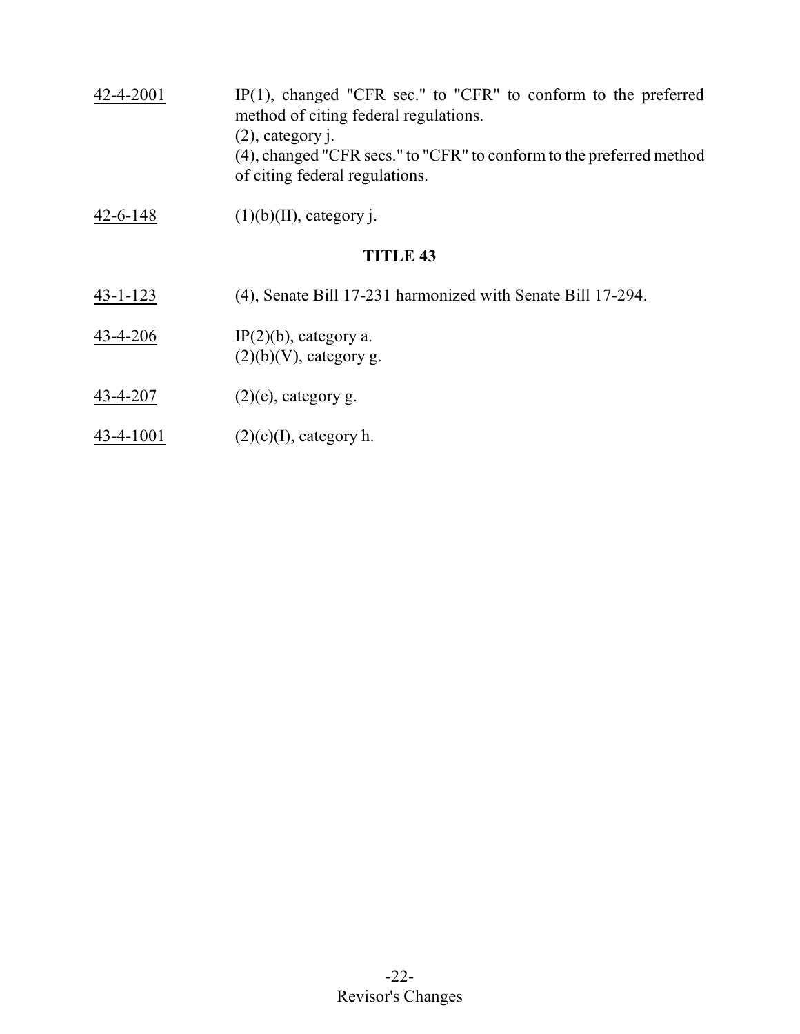42-4-2001 IP(1), changed "CFR sec." to "CFR" to conform to the preferred method of citing federal regulations.
(2), category j.
(4), changed "CFR secs." to "CFR" to conform to the preferred method of citing federal regulations.

42-6-148 (1)(b)(II), category j.

## TITLE 43

43-1-123 (4), Senate Bill 17-231 harmonized with Senate Bill 17-294.

43-4-206 IP(2)(b), category a.
(2)(b)(V), category g.

43-4-207 (2)(e), category g.

43-4-1001 (2)(c)(I), category h.